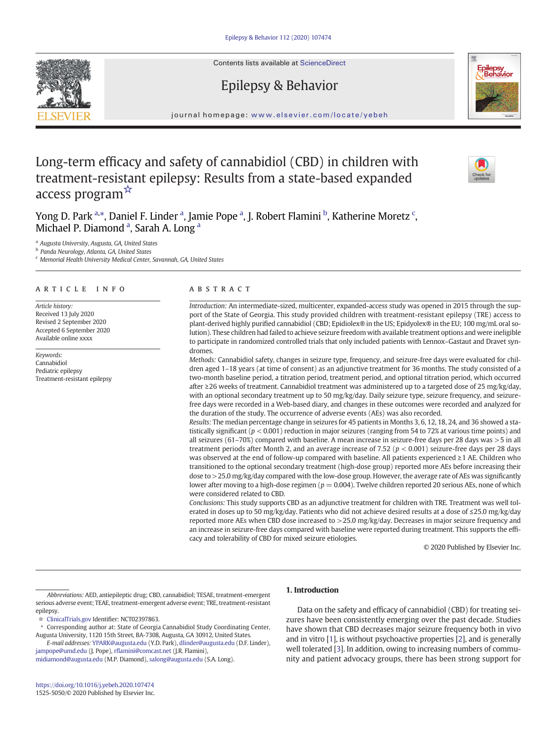# Long-term efficacy and safety of cannabidiol (CBD) in children with treatment-resistant epilepsy: Results from a state-based expanded access program ☆

Yong D. Park [a,*], Daniel F. Linder [a], Jamie Pope [a], J. Robert Flamini [b], Katherine Moretz [c], Michael P. Diamond [a], Sarah A. Long [a]

[a] Augusta University, Augusta, GA, United States
[b] Panda Neurology, Atlanta, GA, United States
[c] Memorial Health University Medical Center, Savannah, GA, United States

## ARTICLE INFO

*Article history:*
Received 13 July 2020
Revised 2 September 2020
Accepted 6 September 2020
Available online xxxx

*Keywords:*
Cannabidiol
Pediatric epilepsy
Treatment-resistant epilepsy

## ABSTRACT

*Introduction:* An intermediate-sized, multicenter, expanded-access study was opened in 2015 through the support of the State of Georgia. This study provided children with treatment-resistant epilepsy (TRE) access to plant-derived highly purified cannabidiol (CBD; Epidiolex® in the US; Epidyolex® in the EU; 100 mg/mL oral solution). These children had failed to achieve seizure freedom with available treatment options and were ineligible to participate in randomized controlled trials that only included patients with Lennox–Gastaut and Dravet syndromes.

*Methods:* Cannabidiol safety, changes in seizure type, frequency, and seizure-free days were evaluated for children aged 1–18 years (at time of consent) as an adjunctive treatment for 36 months. The study consisted of a two-month baseline period, a titration period, treatment period, and optional titration period, which occurred after ≥26 weeks of treatment. Cannabidiol treatment was administered up to a targeted dose of 25 mg/kg/day, with an optional secondary treatment up to 50 mg/kg/day. Daily seizure type, seizure frequency, and seizure-free days were recorded in a Web-based diary, and changes in these outcomes were recorded and analyzed for the duration of the study. The occurrence of adverse events (AEs) was also recorded.

*Results:* The median percentage change in seizures for 45 patients in Months 3, 6, 12, 18, 24, and 36 showed a statistically significant ($p < 0.001$) reduction in major seizures (ranging from 54 to 72% at various time points) and all seizures (61–70%) compared with baseline. A mean increase in seizure-free days per 28 days was >5 in all treatment periods after Month 2, and an average increase of 7.52 ($p < 0.001$) seizure-free days per 28 days was observed at the end of follow-up compared with baseline. All patients experienced ≥1 AE. Children who transitioned to the optional secondary treatment (high-dose group) reported more AEs before increasing their dose to >25.0 mg/kg/day compared with the low-dose group. However, the average rate of AEs was significantly lower after moving to a high-dose regimen ($p = 0.004$). Twelve children reported 20 serious AEs, none of which were considered related to CBD.

*Conclusions:* This study supports CBD as an adjunctive treatment for children with TRE. Treatment was well tolerated in doses up to 50 mg/kg/day. Patients who did not achieve desired results at a dose of ≤25.0 mg/kg/day reported more AEs when CBD dose increased to >25.0 mg/kg/day. Decreases in major seizure frequency and an increase in seizure-free days compared with baseline were reported during treatment. This supports the efficacy and tolerability of CBD for mixed seizure etiologies.

© 2020 Published by Elsevier Inc.

## 1. Introduction

Data on the safety and efficacy of cannabidiol (CBD) for treating seizures have been consistently emerging over the past decade. Studies have shown that CBD decreases major seizure frequency both in vivo and in vitro [1], is without psychoactive properties [2], and is generally well tolerated [3]. In addition, owing to increasing numbers of community and patient advocacy groups, there has been strong support for

---

*Abbreviations:* AED, antiepileptic drug; CBD, cannabidiol; TESAE, treatment-emergent serious adverse event; TEAE, treatment-emergent adverse event; TRE, treatment-resistant epilepsy.

☆ ClinicalTrials.gov Identifier: NCT02397863.

\* Corresponding author at: State of Georgia Cannabidiol Study Coordinating Center, Augusta University, 1120 15th Street, BA-7308, Augusta, GA 30912, United States.

*E-mail addresses:* YPARK@augusta.edu (Y.D. Park), dlinder@augusta.edu (D.F. Linder), jampope@umd.edu (J. Pope), rflamini@comcast.net (J.R. Flamini), midiamond@augusta.edu (M.P. Diamond), salong@augusta.edu (S.A. Long).

https://doi.org/10.1016/j.yebeh.2020.107474
1525-5050/© 2020 Published by Elsevier Inc.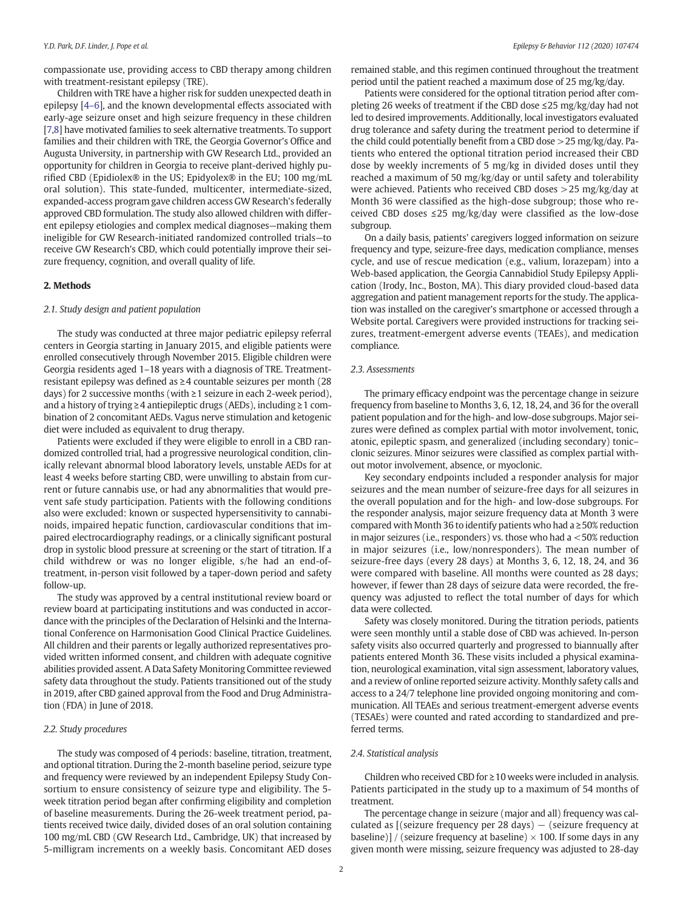compassionate use, providing access to CBD therapy among children with treatment-resistant epilepsy (TRE).

Children with TRE have a higher risk for sudden unexpected death in epilepsy [4–6], and the known developmental effects associated with early-age seizure onset and high seizure frequency in these children [7,8] have motivated families to seek alternative treatments. To support families and their children with TRE, the Georgia Governor's Office and Augusta University, in partnership with GW Research Ltd., provided an opportunity for children in Georgia to receive plant-derived highly purified CBD (Epidiolex® in the US; Epidyolex® in the EU; 100 mg/mL oral solution). This state-funded, multicenter, intermediate-sized, expanded-access program gave children access GW Research's federally approved CBD formulation. The study also allowed children with different epilepsy etiologies and complex medical diagnoses—making them ineligible for GW Research-initiated randomized controlled trials—to receive GW Research's CBD, which could potentially improve their seizure frequency, cognition, and overall quality of life.

## 2. Methods

### 2.1. Study design and patient population

The study was conducted at three major pediatric epilepsy referral centers in Georgia starting in January 2015, and eligible patients were enrolled consecutively through November 2015. Eligible children were Georgia residents aged 1–18 years with a diagnosis of TRE. Treatment-resistant epilepsy was defined as ≥4 countable seizures per month (28 days) for 2 successive months (with ≥1 seizure in each 2-week period), and a history of trying ≥4 antiepileptic drugs (AEDs), including ≥1 combination of 2 concomitant AEDs. Vagus nerve stimulation and ketogenic diet were included as equivalent to drug therapy.

Patients were excluded if they were eligible to enroll in a CBD randomized controlled trial, had a progressive neurological condition, clinically relevant abnormal blood laboratory levels, unstable AEDs for at least 4 weeks before starting CBD, were unwilling to abstain from current or future cannabis use, or had any abnormalities that would prevent safe study participation. Patients with the following conditions also were excluded: known or suspected hypersensitivity to cannabinoids, impaired hepatic function, cardiovascular conditions that impaired electrocardiography readings, or a clinically significant postural drop in systolic blood pressure at screening or the start of titration. If a child withdrew or was no longer eligible, s/he had an end-of-treatment, in-person visit followed by a taper-down period and safety follow-up.

The study was approved by a central institutional review board or review board at participating institutions and was conducted in accordance with the principles of the Declaration of Helsinki and the International Conference on Harmonisation Good Clinical Practice Guidelines. All children and their parents or legally authorized representatives provided written informed consent, and children with adequate cognitive abilities provided assent. A Data Safety Monitoring Committee reviewed safety data throughout the study. Patients transitioned out of the study in 2019, after CBD gained approval from the Food and Drug Administration (FDA) in June of 2018.

### 2.2. Study procedures

The study was composed of 4 periods: baseline, titration, treatment, and optional titration. During the 2-month baseline period, seizure type and frequency were reviewed by an independent Epilepsy Study Consortium to ensure consistency of seizure type and eligibility. The 5-week titration period began after confirming eligibility and completion of baseline measurements. During the 26-week treatment period, patients received twice daily, divided doses of an oral solution containing 100 mg/mL CBD (GW Research Ltd., Cambridge, UK) that increased by 5-milligram increments on a weekly basis. Concomitant AED doses remained stable, and this regimen continued throughout the treatment period until the patient reached a maximum dose of 25 mg/kg/day.

Patients were considered for the optional titration period after completing 26 weeks of treatment if the CBD dose ≤25 mg/kg/day had not led to desired improvements. Additionally, local investigators evaluated drug tolerance and safety during the treatment period to determine if the child could potentially benefit from a CBD dose >25 mg/kg/day. Patients who entered the optional titration period increased their CBD dose by weekly increments of 5 mg/kg in divided doses until they reached a maximum of 50 mg/kg/day or until safety and tolerability were achieved. Patients who received CBD doses >25 mg/kg/day at Month 36 were classified as the high-dose subgroup; those who received CBD doses ≤25 mg/kg/day were classified as the low-dose subgroup.

On a daily basis, patients' caregivers logged information on seizure frequency and type, seizure-free days, medication compliance, menses cycle, and use of rescue medication (e.g., valium, lorazepam) into a Web-based application, the Georgia Cannabidiol Study Epilepsy Application (Irody, Inc., Boston, MA). This diary provided cloud-based data aggregation and patient management reports for the study. The application was installed on the caregiver's smartphone or accessed through a Website portal. Caregivers were provided instructions for tracking seizures, treatment-emergent adverse events (TEAEs), and medication compliance.

### 2.3. Assessments

The primary efficacy endpoint was the percentage change in seizure frequency from baseline to Months 3, 6, 12, 18, 24, and 36 for the overall patient population and for the high- and low-dose subgroups. Major seizures were defined as complex partial with motor involvement, tonic, atonic, epileptic spasm, and generalized (including secondary) tonic–clonic seizures. Minor seizures were classified as complex partial without motor involvement, absence, or myoclonic.

Key secondary endpoints included a responder analysis for major seizures and the mean number of seizure-free days for all seizures in the overall population and for the high- and low-dose subgroups. For the responder analysis, major seizure frequency data at Month 3 were compared with Month 36 to identify patients who had a ≥50% reduction in major seizures (i.e., responders) vs. those who had a <50% reduction in major seizures (i.e., low/nonresponders). The mean number of seizure-free days (every 28 days) at Months 3, 6, 12, 18, 24, and 36 were compared with baseline. All months were counted as 28 days; however, if fewer than 28 days of seizure data were recorded, the frequency was adjusted to reflect the total number of days for which data were collected.

Safety was closely monitored. During the titration periods, patients were seen monthly until a stable dose of CBD was achieved. In-person safety visits also occurred quarterly and progressed to biannually after patients entered Month 36. These visits included a physical examination, neurological examination, vital sign assessment, laboratory values, and a review of online reported seizure activity. Monthly safety calls and access to a 24/7 telephone line provided ongoing monitoring and communication. All TEAEs and serious treatment-emergent adverse events (TESAEs) were counted and rated according to standardized and preferred terms.

### 2.4. Statistical analysis

Children who received CBD for ≥10 weeks were included in analysis. Patients participated in the study up to a maximum of 54 months of treatment.

The percentage change in seizure (major and all) frequency was calculated as [(seizure frequency per 28 days) − (seizure frequency at baseline)] / (seizure frequency at baseline) × 100. If some days in any given month were missing, seizure frequency was adjusted to 28-day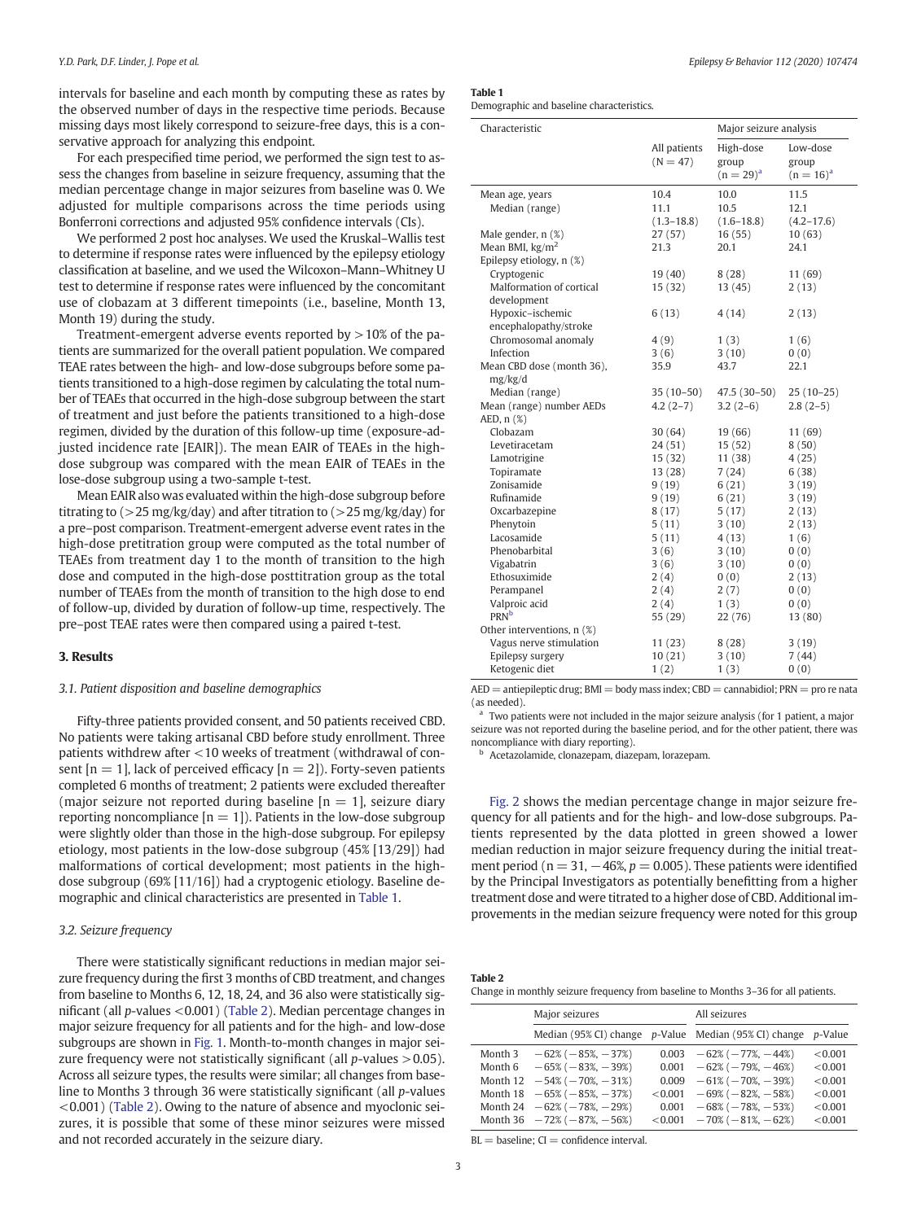intervals for baseline and each month by computing these as rates by the observed number of days in the respective time periods. Because missing days most likely correspond to seizure-free days, this is a conservative approach for analyzing this endpoint.

For each prespecified time period, we performed the sign test to assess the changes from baseline in seizure frequency, assuming that the median percentage change in major seizures from baseline was 0. We adjusted for multiple comparisons across the time periods using Bonferroni corrections and adjusted 95% confidence intervals (CIs).

We performed 2 post hoc analyses. We used the Kruskal–Wallis test to determine if response rates were influenced by the epilepsy etiology classification at baseline, and we used the Wilcoxon–Mann–Whitney U test to determine if response rates were influenced by the concomitant use of clobazam at 3 different timepoints (i.e., baseline, Month 13, Month 19) during the study.

Treatment-emergent adverse events reported by >10% of the patients are summarized for the overall patient population. We compared TEAE rates between the high- and low-dose subgroups before some patients transitioned to a high-dose regimen by calculating the total number of TEAEs that occurred in the high-dose subgroup between the start of treatment and just before the patients transitioned to a high-dose regimen, divided by the duration of this follow-up time (exposure-adjusted incidence rate [EAIR]). The mean EAIR of TEAEs in the high-dose subgroup was compared with the mean EAIR of TEAEs in the lose-dose subgroup using a two-sample t-test.

Mean EAIR also was evaluated within the high-dose subgroup before titrating to (>25 mg/kg/day) and after titration to (>25 mg/kg/day) for a pre–post comparison. Treatment-emergent adverse event rates in the high-dose pretitration group were computed as the total number of TEAEs from treatment day 1 to the month of transition to the high dose and computed in the high-dose posttitration group as the total number of TEAEs from the month of transition to the high dose to end of follow-up, divided by duration of follow-up time, respectively. The pre–post TEAE rates were then compared using a paired t-test.

## 3. Results

### 3.1. Patient disposition and baseline demographics

Fifty-three patients provided consent, and 50 patients received CBD. No patients were taking artisanal CBD before study enrollment. Three patients withdrew after <10 weeks of treatment (withdrawal of consent [n = 1], lack of perceived efficacy [n = 2]). Forty-seven patients completed 6 months of treatment; 2 patients were excluded thereafter (major seizure not reported during baseline [n = 1], seizure diary reporting noncompliance [n = 1]). Patients in the low-dose subgroup were slightly older than those in the high-dose subgroup. For epilepsy etiology, most patients in the low-dose subgroup (45% [13/29]) had malformations of cortical development; most patients in the high-dose subgroup (69% [11/16]) had a cryptogenic etiology. Baseline demographic and clinical characteristics are presented in Table 1.

**Table 1**
Demographic and baseline characteristics.

| Characteristic | All patients (N = 47) | Major seizure analysis | |
|---|---|---|---|
| | | High-dose group (n = 29)[a] | Low-dose group (n = 16)[a] |
| Mean age, years | 10.4 | 10.0 | 11.5 |
| Median (range) | 11.1 (1.3–18.8) | 10.5 (1.6–18.8) | 12.1 (4.2–17.6) |
| Male gender, n (%) | 27 (57) | 16 (55) | 10 (63) |
| Mean BMI, kg/m$^2$ | 21.3 | 20.1 | 24.1 |
| Epilepsy etiology, n (%) | | | |
| Cryptogenic | 19 (40) | 8 (28) | 11 (69) |
| Malformation of cortical development | 15 (32) | 13 (45) | 2 (13) |
| Hypoxic–ischemic encephalopathy/stroke | 6 (13) | 4 (14) | 2 (13) |
| Chromosomal anomaly | 4 (9) | 1 (3) | 1 (6) |
| Infection | 3 (6) | 3 (10) | 0 (0) |
| Mean CBD dose (month 36), mg/kg/d | 35.9 | 43.7 | 22.1 |
| Median (range) | 35 (10–50) | 47.5 (30–50) | 25 (10–25) |
| Mean (range) number AEDs | 4.2 (2–7) | 3.2 (2–6) | 2.8 (2–5) |
| AED, n (%) | | | |
| Clobazam | 30 (64) | 19 (66) | 11 (69) |
| Levetiracetam | 24 (51) | 15 (52) | 8 (50) |
| Lamotrigine | 15 (32) | 11 (38) | 4 (25) |
| Topiramate | 13 (28) | 7 (24) | 6 (38) |
| Zonisamide | 9 (19) | 6 (21) | 3 (19) |
| Rufinamide | 9 (19) | 6 (21) | 3 (19) |
| Oxcarbazepine | 8 (17) | 5 (17) | 2 (13) |
| Phenytoin | 5 (11) | 3 (10) | 2 (13) |
| Lacosamide | 5 (11) | 4 (13) | 1 (6) |
| Phenobarbital | 3 (6) | 3 (10) | 0 (0) |
| Vigabatrin | 3 (6) | 3 (10) | 0 (0) |
| Ethosuximide | 2 (4) | 0 (0) | 2 (13) |
| Perampanel | 2 (4) | 2 (7) | 0 (0) |
| Valproic acid | 2 (4) | 1 (3) | 0 (0) |
| PRN[b] | 55 (29) | 22 (76) | 13 (80) |
| Other interventions, n (%) | | | |
| Vagus nerve stimulation | 11 (23) | 8 (28) | 3 (19) |
| Epilepsy surgery | 10 (21) | 3 (10) | 7 (44) |
| Ketogenic diet | 1 (2) | 1 (3) | 0 (0) |

AED = antiepileptic drug; BMI = body mass index; CBD = cannabidiol; PRN = pro re nata (as needed).
[a] Two patients were not included in the major seizure analysis (for 1 patient, a major seizure was not reported during the baseline period, and for the other patient, there was noncompliance with diary reporting).
[b] Acetazolamide, clonazepam, diazepam, lorazepam.

### 3.2. Seizure frequency

There were statistically significant reductions in median major seizure frequency during the first 3 months of CBD treatment, and changes from baseline to Months 6, 12, 18, 24, and 36 also were statistically significant (all *p*-values <0.001) (Table 2). Median percentage changes in major seizure frequency for all patients and for the high- and low-dose subgroups are shown in Fig. 1. Month-to-month changes in major seizure frequency were not statistically significant (all *p*-values >0.05). Across all seizure types, the results were similar; all changes from baseline to Months 3 through 36 were statistically significant (all *p*-values <0.001) (Table 2). Owing to the nature of absence and myoclonic seizures, it is possible that some of these minor seizures were missed and not recorded accurately in the seizure diary.

Fig. 2 shows the median percentage change in major seizure frequency for all patients and for the high- and low-dose subgroups. Patients represented by the data plotted in green showed a lower median reduction in major seizure frequency during the initial treatment period (n = 31, −46%, p = 0.005). These patients were identified by the Principal Investigators as potentially benefitting from a higher treatment dose and were titrated to a higher dose of CBD. Additional improvements in the median seizure frequency were noted for this group

**Table 2**
Change in monthly seizure frequency from baseline to Months 3–36 for all patients.

| | Major seizures | | All seizures | |
|---|---|---|---|---|
| | Median (95% CI) change | *p*-Value | Median (95% CI) change | *p*-Value |
| Month 3 | −62% (−85%, −37%) | 0.003 | −62% (−77%, −44%) | <0.001 |
| Month 6 | −65% (−83%, −39%) | 0.001 | −62% (−79%, −46%) | <0.001 |
| Month 12 | −54% (−70%, −31%) | 0.009 | −61% (−70%, −39%) | <0.001 |
| Month 18 | −65% (−85%, −37%) | <0.001 | −69% (−82%, −58%) | <0.001 |
| Month 24 | −62% (−78%, −29%) | 0.001 | −68% (−78%, −53%) | <0.001 |
| Month 36 | −72% (−87%, −56%) | <0.001 | −70% (−81%, −62%) | <0.001 |

BL = baseline; CI = confidence interval.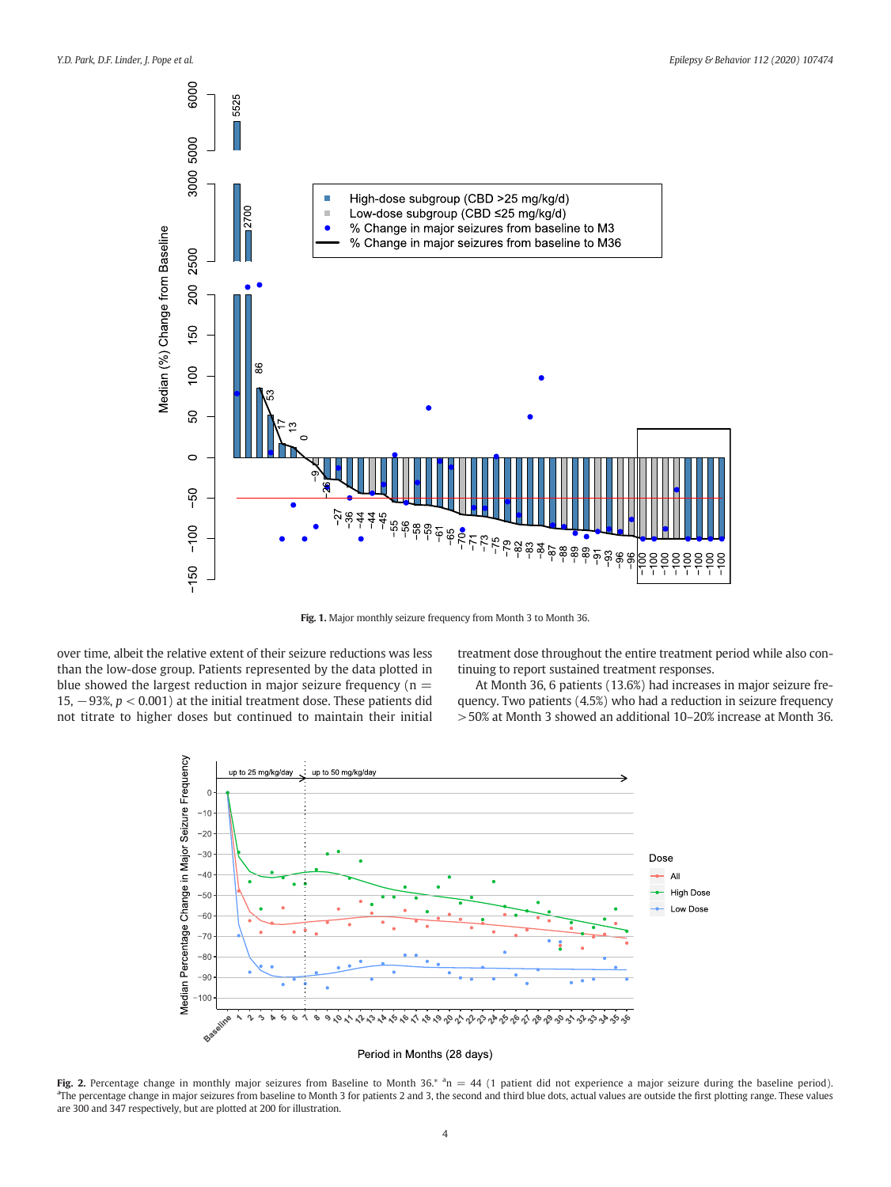**Fig. 1.** Major monthly seizure frequency from Month 3 to Month 36.

over time, albeit the relative extent of their seizure reductions was less than the low-dose group. Patients represented by the data plotted in blue showed the largest reduction in major seizure frequency ($n = 15$, $-93\%$, $p < 0.001$) at the initial treatment dose. These patients did not titrate to higher doses but continued to maintain their initial treatment dose throughout the entire treatment period while also continuing to report sustained treatment responses.

At Month 36, 6 patients (13.6%) had increases in major seizure frequency. Two patients (4.5%) who had a reduction in seizure frequency >50% at Month 3 showed an additional 10–20% increase at Month 36.

**Fig. 2.** Percentage change in monthly major seizures from Baseline to Month 36.* [a]n = 44 (1 patient did not experience a major seizure during the baseline period). [a]The percentage change in major seizures from baseline to Month 3 for patients 2 and 3, the second and third blue dots, actual values are outside the first plotting range. These values are 300 and 347 respectively, but are plotted at 200 for illustration.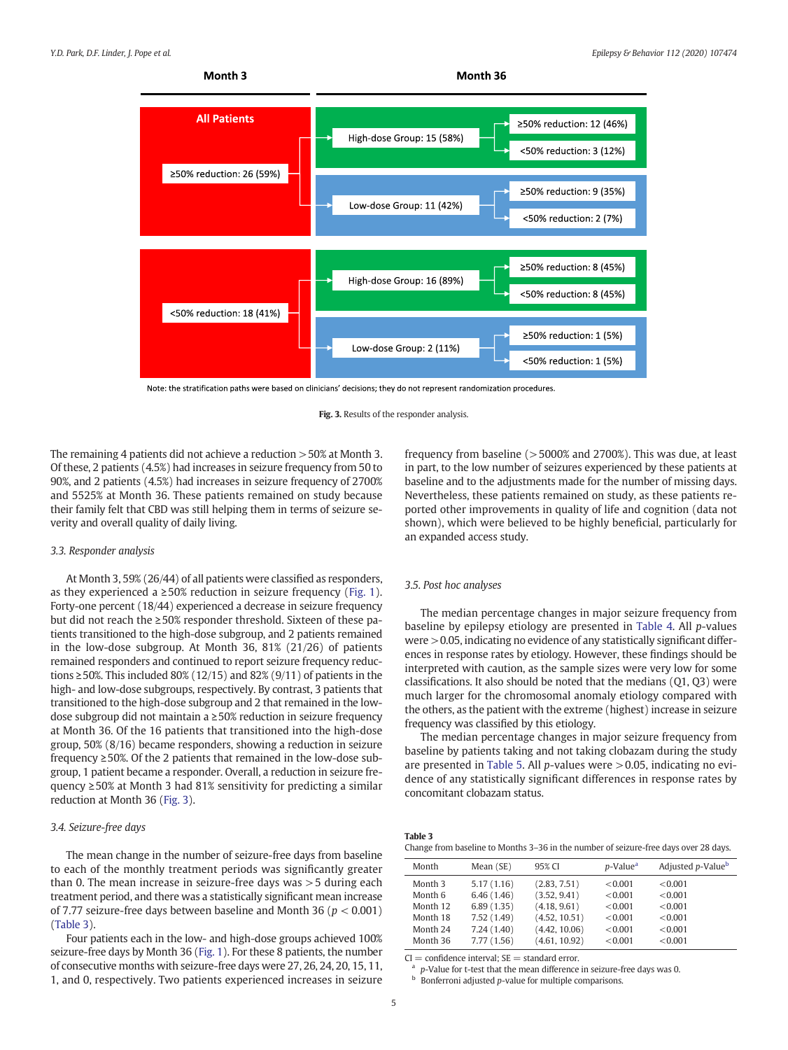Month 3 | Month 36

| Month 3 | Month 36 group | Month 36 outcome |
|---|---|---|
| All Patients: ≥50% reduction: 26 (59%) | High-dose Group: 15 (58%) | ≥50% reduction: 12 (46%) |
| | | <50% reduction: 3 (12%) |
| | Low-dose Group: 11 (42%) | ≥50% reduction: 9 (35%) |
| | | <50% reduction: 2 (7%) |
| <50% reduction: 18 (41%) | High-dose Group: 16 (89%) | ≥50% reduction: 8 (45%) |
| | | <50% reduction: 8 (45%) |
| | Low-dose Group: 2 (11%) | ≥50% reduction: 1 (5%) |
| | | <50% reduction: 1 (5%) |

Note: the stratification paths were based on clinicians' decisions; they do not represent randomization procedures.

**Fig. 3.** Results of the responder analysis.

The remaining 4 patients did not achieve a reduction >50% at Month 3. Of these, 2 patients (4.5%) had increases in seizure frequency from 50 to 90%, and 2 patients (4.5%) had increases in seizure frequency of 2700% and 5525% at Month 36. These patients remained on study because their family felt that CBD was still helping them in terms of seizure severity and overall quality of daily living.

### 3.3. Responder analysis

At Month 3, 59% (26/44) of all patients were classified as responders, as they experienced a ≥50% reduction in seizure frequency (Fig. 1). Forty-one percent (18/44) experienced a decrease in seizure frequency but did not reach the ≥50% responder threshold. Sixteen of these patients transitioned to the high-dose subgroup, and 2 patients remained in the low-dose subgroup. At Month 36, 81% (21/26) of patients remained responders and continued to report seizure frequency reductions ≥50%. This included 80% (12/15) and 82% (9/11) of patients in the high- and low-dose subgroups, respectively. By contrast, 3 patients that transitioned to the high-dose subgroup and 2 that remained in the low-dose subgroup did not maintain a ≥50% reduction in seizure frequency at Month 36. Of the 16 patients that transitioned into the high-dose group, 50% (8/16) became responders, showing a reduction in seizure frequency ≥50%. Of the 2 patients that remained in the low-dose subgroup, 1 patient became a responder. Overall, a reduction in seizure frequency ≥50% at Month 3 had 81% sensitivity for predicting a similar reduction at Month 36 (Fig. 3).

### 3.4. Seizure-free days

The mean change in the number of seizure-free days from baseline to each of the monthly treatment periods was significantly greater than 0. The mean increase in seizure-free days was >5 during each treatment period, and there was a statistically significant mean increase of 7.77 seizure-free days between baseline and Month 36 ($p < 0.001$) (Table 3).

Four patients each in the low- and high-dose groups achieved 100% seizure-free days by Month 36 (Fig. 1). For these 8 patients, the number of consecutive months with seizure-free days were 27, 26, 24, 20, 15, 11, 1, and 0, respectively. Two patients experienced increases in seizure frequency from baseline (>5000% and 2700%). This was due, at least in part, to the low number of seizures experienced by these patients at baseline and to the adjustments made for the number of missing days. Nevertheless, these patients remained on study, as these patients reported other improvements in quality of life and cognition (data not shown), which were believed to be highly beneficial, particularly for an expanded access study.

### 3.5. Post hoc analyses

The median percentage changes in major seizure frequency from baseline by epilepsy etiology are presented in Table 4. All *p*-values were >0.05, indicating no evidence of any statistically significant differences in response rates by etiology. However, these findings should be interpreted with caution, as the sample sizes were very low for some classifications. It also should be noted that the medians (Q1, Q3) were much larger for the chromosomal anomaly etiology compared with the others, as the patient with the extreme (highest) increase in seizure frequency was classified by this etiology.

The median percentage changes in major seizure frequency from baseline by patients taking and not taking clobazam during the study are presented in Table 5. All *p*-values were >0.05, indicating no evidence of any statistically significant differences in response rates by concomitant clobazam status.

**Table 3**
Change from baseline to Months 3–36 in the number of seizure-free days over 28 days.

| Month | Mean (SE) | 95% CI | *p*-Value[a] | Adjusted *p*-Value[b] |
|---|---|---|---|---|
| Month 3 | 5.17 (1.16) | (2.83, 7.51) | <0.001 | <0.001 |
| Month 6 | 6.46 (1.46) | (3.52, 9.41) | <0.001 | <0.001 |
| Month 12 | 6.89 (1.35) | (4.18, 9.61) | <0.001 | <0.001 |
| Month 18 | 7.52 (1.49) | (4.52, 10.51) | <0.001 | <0.001 |
| Month 24 | 7.24 (1.40) | (4.42, 10.06) | <0.001 | <0.001 |
| Month 36 | 7.77 (1.56) | (4.61, 10.92) | <0.001 | <0.001 |

CI = confidence interval; SE = standard error.
[a] *p*-Value for t-test that the mean difference in seizure-free days was 0.
[b] Bonferroni adjusted *p*-value for multiple comparisons.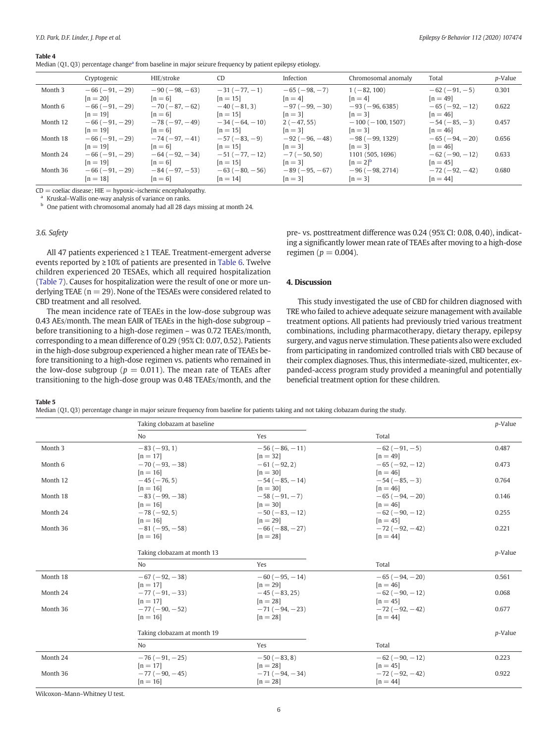**Table 4**
Median (Q1, Q3) percentage change[a] from baseline in major seizure frequency by patient epilepsy etiology.

| | Cryptogenic | HIE/stroke | CD | Infection | Chromosomal anomaly | Total | p-Value |
|---|---|---|---|---|---|---|---|
| Month 3 | −66 (−91, −29) [n = 20] | −90 (−98, −63) [n = 6] | −31 (−77, −1) [n = 15] | −65 (−98, −7) [n = 4] | 1 (−82, 100) [n = 4] | −62 (−91, −5) [n = 49] | 0.301 |
| Month 6 | −66 (−91, −29) [n = 19] | −70 (−87, −62) [n = 6] | −40 (−81, 3) [n = 15] | −97 (−99, −30) [n = 3] | −93 (−96, 6385) [n = 3] | −65 (−92, −12) [n = 46] | 0.622 |
| Month 12 | −66 (−91, −29) [n = 19] | −78 (−97, −49) [n = 6] | −34 (−64, −10) [n = 15] | 2 (−47, 55) [n = 3] | −100 (−100, 1507) [n = 3] | −54 (−85, −3) [n = 46] | 0.457 |
| Month 18 | −66 (−91, −29) [n = 19] | −74 (−97, −41) [n = 6] | −57 (−83, −9) [n = 15] | −92 (−96, −48) [n = 3] | −98 (−99, 1329) [n = 3] | −65 (−94, −20) [n = 46] | 0.656 |
| Month 24 | −66 (−91, −29) [n = 19] | −64 (−92, −34) [n = 6] | −51 (−77, −12) [n = 15] | −7 (−50, 50) [n = 3] | 1101 (505, 1696) [n = 2][b] | −62 (−90, −12) [n = 45] | 0.633 |
| Month 36 | −66 (−91, −29) [n = 18] | −84 (−97, −53) [n = 6] | −63 (−80, −56) [n = 14] | −89 (−95, −67) [n = 3] | −96 (−98, 2714) [n = 3] | −72 (−92, −42) [n = 44] | 0.680 |

CD = coeliac disease; HIE = hypoxic–ischemic encephalopathy.
[a] Kruskal–Wallis one-way analysis of variance on ranks.
[b] One patient with chromosomal anomaly had all 28 days missing at month 24.

### 3.6. Safety

All 47 patients experienced ≥1 TEAE. Treatment-emergent adverse events reported by ≥10% of patients are presented in Table 6. Twelve children experienced 20 TESAEs, which all required hospitalization (Table 7). Causes for hospitalization were the result of one or more underlying TEAE (n = 29). None of the TESAEs were considered related to CBD treatment and all resolved.

The mean incidence rate of TEAEs in the low-dose subgroup was 0.43 AEs/month. The mean EAIR of TEAEs in the high-dose subgroup – before transitioning to a high-dose regimen – was 0.72 TEAEs/month, corresponding to a mean difference of 0.29 (95% CI: 0.07, 0.52). Patients in the high-dose subgroup experienced a higher mean rate of TEAEs before transitioning to a high-dose regimen vs. patients who remained in the low-dose subgroup ($p = 0.011$). The mean rate of TEAEs after transitioning to the high-dose group was 0.48 TEAEs/month, and the pre- vs. posttreatment difference was 0.24 (95% CI: 0.08, 0.40), indicating a significantly lower mean rate of TEAEs after moving to a high-dose regimen ($p = 0.004$).

## 4. Discussion

This study investigated the use of CBD for children diagnosed with TRE who failed to achieve adequate seizure management with available treatment options. All patients had previously tried various treatment combinations, including pharmacotherapy, dietary therapy, epilepsy surgery, and vagus nerve stimulation. These patients also were excluded from participating in randomized controlled trials with CBD because of their complex diagnoses. Thus, this intermediate-sized, multicenter, expanded-access program study provided a meaningful and potentially beneficial treatment option for these children.

**Table 5**
Median (Q1, Q3) percentage change in major seizure frequency from baseline for patients taking and not taking clobazam during the study.

| | Taking clobazam at baseline | | | p-Value |
|---|---|---|---|---|
| | No | Yes | Total | |
| Month 3 | −83 (−93, 1) [n = 17] | −56 (−86, −11) [n = 32] | −62 (−91, −5) [n = 49] | 0.487 |
| Month 6 | −70 (−93, −38) [n = 16] | −61 (−92, 2) [n = 30] | −65 (−92, −12) [n = 46] | 0.473 |
| Month 12 | −45 (−76, 5) [n = 16] | −54 (−85, −14) [n = 30] | −54 (−85, −3) [n = 46] | 0.764 |
| Month 18 | −83 (−99, −38) [n = 16] | −58 (−91, −7) [n = 30] | −65 (−94, −20) [n = 46] | 0.146 |
| Month 24 | −78 (−92, 5) [n = 16] | −50 (−83, −12) [n = 29] | −62 (−90, −12) [n = 45] | 0.255 |
| Month 36 | −81 (−95, −58) [n = 16] | −66 (−88, −27) [n = 28] | −72 (−92, −42) [n = 44] | 0.221 |
| | **Taking clobazam at month 13** | | | **p-Value** |
| | No | Yes | Total | |
| Month 18 | −67 (−92, −38) [n = 17] | −60 (−95, −14) [n = 29] | −65 (−94, −20) [n = 46] | 0.561 |
| Month 24 | −77 (−91, −33) [n = 17] | −45 (−83, 25) [n = 28] | −62 (−90, −12) [n = 45] | 0.068 |
| Month 36 | −77 (−90, −52) [n = 16] | −71 (−94, −23) [n = 28] | −72 (−92, −42) [n = 44] | 0.677 |
| | **Taking clobazam at month 19** | | | **p-Value** |
| | No | Yes | Total | |
| Month 24 | −76 (−91, −25) [n = 17] | −50 (−83, 8) [n = 28] | −62 (−90, −12) [n = 45] | 0.223 |
| Month 36 | −77 (−90, −45) [n = 16] | −71 (−94, −34) [n = 28] | −72 (−92, −42) [n = 44] | 0.922 |

Wilcoxon–Mann–Whitney U test.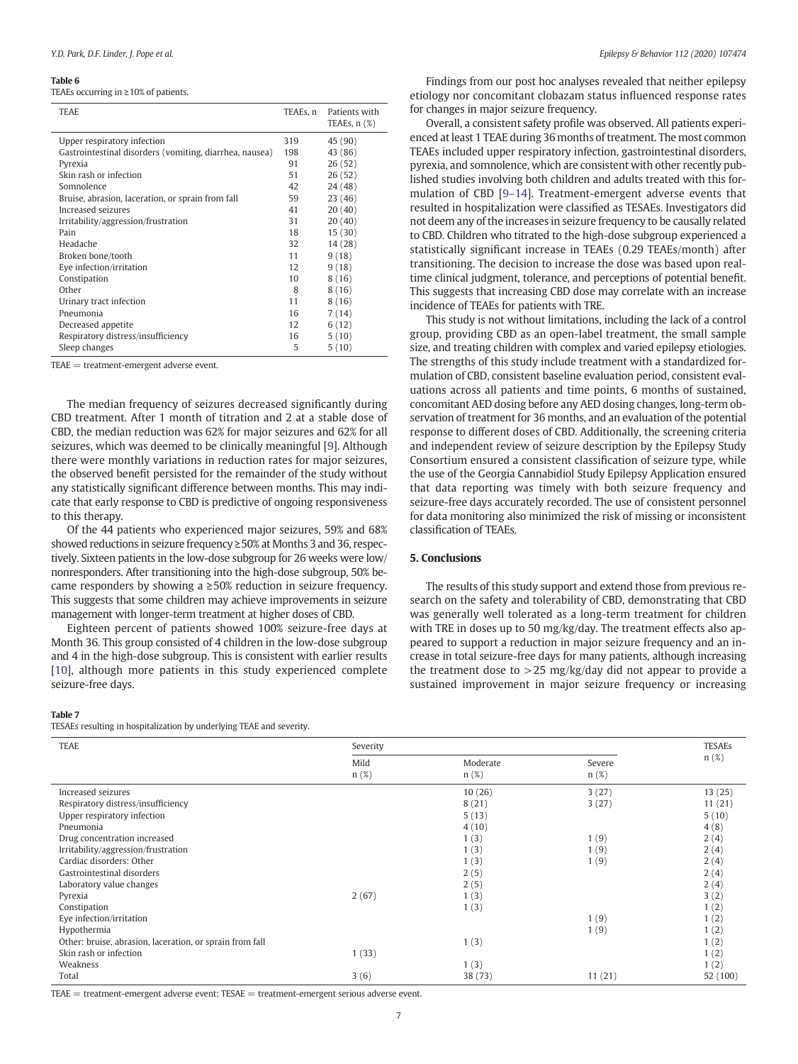**Table 6**
TEAEs occurring in ≥10% of patients.

| TEAE | TEAEs, n | Patients with TEAEs, n (%) |
|---|---|---|
| Upper respiratory infection | 319 | 45 (90) |
| Gastrointestinal disorders (vomiting, diarrhea, nausea) | 198 | 43 (86) |
| Pyrexia | 91 | 26 (52) |
| Skin rash or infection | 51 | 26 (52) |
| Somnolence | 42 | 24 (48) |
| Bruise, abrasion, laceration, or sprain from fall | 59 | 23 (46) |
| Increased seizures | 41 | 20 (40) |
| Irritability/aggression/frustration | 31 | 20 (40) |
| Pain | 18 | 15 (30) |
| Headache | 32 | 14 (28) |
| Broken bone/tooth | 11 | 9 (18) |
| Eye infection/irritation | 12 | 9 (18) |
| Constipation | 10 | 8 (16) |
| Other | 8 | 8 (16) |
| Urinary tract infection | 11 | 8 (16) |
| Pneumonia | 16 | 7 (14) |
| Decreased appetite | 12 | 6 (12) |
| Respiratory distress/insufficiency | 16 | 5 (10) |
| Sleep changes | 5 | 5 (10) |

TEAE = treatment-emergent adverse event.

The median frequency of seizures decreased significantly during CBD treatment. After 1 month of titration and 2 at a stable dose of CBD, the median reduction was 62% for major seizures and 62% for all seizures, which was deemed to be clinically meaningful [9]. Although there were monthly variations in reduction rates for major seizures, the observed benefit persisted for the remainder of the study without any statistically significant difference between months. This may indicate that early response to CBD is predictive of ongoing responsiveness to this therapy.

Of the 44 patients who experienced major seizures, 59% and 68% showed reductions in seizure frequency ≥50% at Months 3 and 36, respectively. Sixteen patients in the low-dose subgroup for 26 weeks were low/nonresponders. After transitioning into the high-dose subgroup, 50% became responders by showing a ≥50% reduction in seizure frequency. This suggests that some children may achieve improvements in seizure management with longer-term treatment at higher doses of CBD.

Eighteen percent of patients showed 100% seizure-free days at Month 36. This group consisted of 4 children in the low-dose subgroup and 4 in the high-dose subgroup. This is consistent with earlier results [10], although more patients in this study experienced complete seizure-free days.

Findings from our post hoc analyses revealed that neither epilepsy etiology nor concomitant clobazam status influenced response rates for changes in major seizure frequency.

Overall, a consistent safety profile was observed. All patients experienced at least 1 TEAE during 36 months of treatment. The most common TEAEs included upper respiratory infection, gastrointestinal disorders, pyrexia, and somnolence, which are consistent with other recently published studies involving both children and adults treated with this formulation of CBD [9–14]. Treatment-emergent adverse events that resulted in hospitalization were classified as TESAEs. Investigators did not deem any of the increases in seizure frequency to be causally related to CBD. Children who titrated to the high-dose subgroup experienced a statistically significant increase in TEAEs (0.29 TEAEs/month) after transitioning. The decision to increase the dose was based upon real-time clinical judgment, tolerance, and perceptions of potential benefit. This suggests that increasing CBD dose may correlate with an increase incidence of TEAEs for patients with TRE.

This study is not without limitations, including the lack of a control group, providing CBD as an open-label treatment, the small sample size, and treating children with complex and varied epilepsy etiologies. The strengths of this study include treatment with a standardized formulation of CBD, consistent baseline evaluation period, consistent evaluations across all patients and time points, 6 months of sustained, concomitant AED dosing before any AED dosing changes, long-term observation of treatment for 36 months, and an evaluation of the potential response to different doses of CBD. Additionally, the screening criteria and independent review of seizure description by the Epilepsy Study Consortium ensured a consistent classification of seizure type, while the use of the Georgia Cannabidiol Study Epilepsy Application ensured that data reporting was timely with both seizure frequency and seizure-free days accurately recorded. The use of consistent personnel for data monitoring also minimized the risk of missing or inconsistent classification of TEAEs.

## 5. Conclusions

The results of this study support and extend those from previous research on the safety and tolerability of CBD, demonstrating that CBD was generally well tolerated as a long-term treatment for children with TRE in doses up to 50 mg/kg/day. The treatment effects also appeared to support a reduction in major seizure frequency and an increase in total seizure-free days for many patients, although increasing the treatment dose to >25 mg/kg/day did not appear to provide a sustained improvement in major seizure frequency or increasing

**Table 7**
TESAEs resulting in hospitalization by underlying TEAE and severity.

| TEAE | Severity | | | TESAEs |
|---|---|---|---|---|
| | Mild n (%) | Moderate n (%) | Severe n (%) | n (%) |
| Increased seizures | | 10 (26) | 3 (27) | 13 (25) |
| Respiratory distress/insufficiency | | 8 (21) | 3 (27) | 11 (21) |
| Upper respiratory infection | | 5 (13) | | 5 (10) |
| Pneumonia | | 4 (10) | | 4 (8) |
| Drug concentration increased | | 1 (3) | 1 (9) | 2 (4) |
| Irritability/aggression/frustration | | 1 (3) | 1 (9) | 2 (4) |
| Cardiac disorders: Other | | 1 (3) | 1 (9) | 2 (4) |
| Gastrointestinal disorders | | 2 (5) | | 2 (4) |
| Laboratory value changes | | 2 (5) | | 2 (4) |
| Pyrexia | 2 (67) | 1 (3) | | 3 (2) |
| Constipation | | 1 (3) | | 1 (2) |
| Eye infection/irritation | | | 1 (9) | 1 (2) |
| Hypothermia | | | 1 (9) | 1 (2) |
| Other: bruise, abrasion, laceration, or sprain from fall | | 1 (3) | | 1 (2) |
| Skin rash or infection | 1 (33) | | | 1 (2) |
| Weakness | | 1 (3) | | 1 (2) |
| Total | 3 (6) | 38 (73) | 11 (21) | 52 (100) |

TEAE = treatment-emergent adverse event; TESAE = treatment-emergent serious adverse event.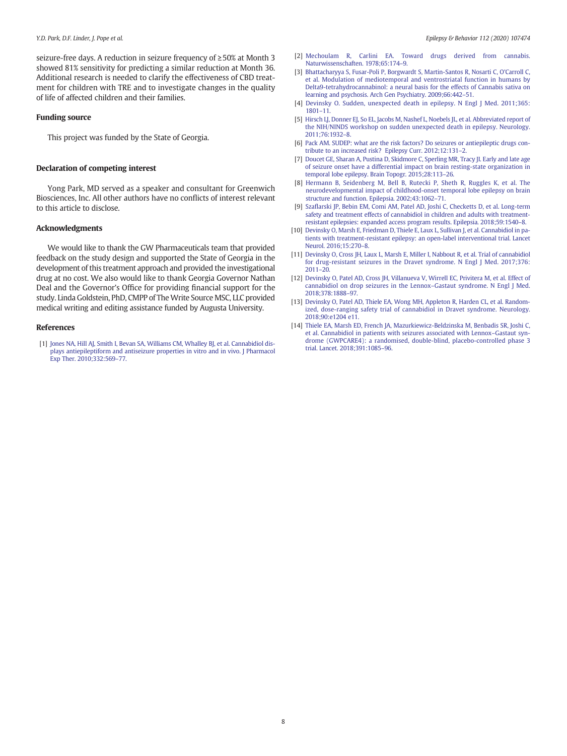seizure-free days. A reduction in seizure frequency of ≥50% at Month 3 showed 81% sensitivity for predicting a similar reduction at Month 36. Additional research is needed to clarify the effectiveness of CBD treatment for children with TRE and to investigate changes in the quality of life of affected children and their families.

## Funding source

This project was funded by the State of Georgia.

## Declaration of competing interest

Yong Park, MD served as a speaker and consultant for Greenwich Biosciences, Inc. All other authors have no conflicts of interest relevant to this article to disclose.

## Acknowledgments

We would like to thank the GW Pharmaceuticals team that provided feedback on the study design and supported the State of Georgia in the development of this treatment approach and provided the investigational drug at no cost. We also would like to thank Georgia Governor Nathan Deal and the Governor's Office for providing financial support for the study. Linda Goldstein, PhD, CMPP of The Write Source MSC, LLC provided medical writing and editing assistance funded by Augusta University.

## References

[1] Jones NA, Hill AJ, Smith I, Bevan SA, Williams CM, Whalley BJ, et al. Cannabidiol displays antiepileptiform and antiseizure properties in vitro and in vivo. J Pharmacol Exp Ther. 2010;332:569–77.

[2] Mechoulam R, Carlini EA. Toward drugs derived from cannabis. Naturwissenschaften. 1978;65:174–9.

[3] Bhattacharyya S, Fusar-Poli P, Borgwardt S, Martin-Santos R, Nosarti C, O'Carroll C, et al. Modulation of mediotemporal and ventrostriatal function in humans by Delta9-tetrahydrocannabinol: a neural basis for the effects of Cannabis sativa on learning and psychosis. Arch Gen Psychiatry. 2009;66:442–51.

[4] Devinsky O. Sudden, unexpected death in epilepsy. N Engl J Med. 2011;365:1801–11.

[5] Hirsch LJ, Donner EJ, So EL, Jacobs M, Nashef L, Noebels JL, et al. Abbreviated report of the NIH/NINDS workshop on sudden unexpected death in epilepsy. Neurology. 2011;76:1932–8.

[6] Pack AM. SUDEP: what are the risk factors? Do seizures or antiepileptic drugs contribute to an increased risk? Epilepsy Curr. 2012;12:131–2.

[7] Doucet GE, Sharan A, Pustina D, Skidmore C, Sperling MR, Tracy JI. Early and late age of seizure onset have a differential impact on brain resting-state organization in temporal lobe epilepsy. Brain Topogr. 2015;28:113–26.

[8] Hermann B, Seidenberg M, Bell B, Rutecki P, Sheth R, Ruggles K, et al. The neurodevelopmental impact of childhood-onset temporal lobe epilepsy on brain structure and function. Epilepsia. 2002;43:1062–71.

[9] Szaflarski JP, Bebin EM, Comi AM, Patel AD, Joshi C, Checketts D, et al. Long-term safety and treatment effects of cannabidiol in children and adults with treatment-resistant epilepsies: expanded access program results. Epilepsia. 2018;59:1540–8.

[10] Devinsky O, Marsh E, Friedman D, Thiele E, Laux L, Sullivan J, et al. Cannabidiol in patients with treatment-resistant epilepsy: an open-label interventional trial. Lancet Neurol. 2016;15:270–8.

[11] Devinsky O, Cross JH, Laux L, Marsh E, Miller I, Nabbout R, et al. Trial of cannabidiol for drug-resistant seizures in the Dravet syndrome. N Engl J Med. 2017;376:2011–20.

[12] Devinsky O, Patel AD, Cross JH, Villanueva V, Wirrell EC, Privitera M, et al. Effect of cannabidiol on drop seizures in the Lennox–Gastaut syndrome. N Engl J Med. 2018;378:1888–97.

[13] Devinsky O, Patel AD, Thiele EA, Wong MH, Appleton R, Harden CL, et al. Randomized, dose-ranging safety trial of cannabidiol in Dravet syndrome. Neurology. 2018;90:e1204 e11.

[14] Thiele EA, Marsh ED, French JA, Mazurkiewicz-Beldzinska M, Benbadis SR, Joshi C, et al. Cannabidiol in patients with seizures associated with Lennox–Gastaut syndrome (GWPCARE4): a randomised, double-blind, placebo-controlled phase 3 trial. Lancet. 2018;391:1085–96.